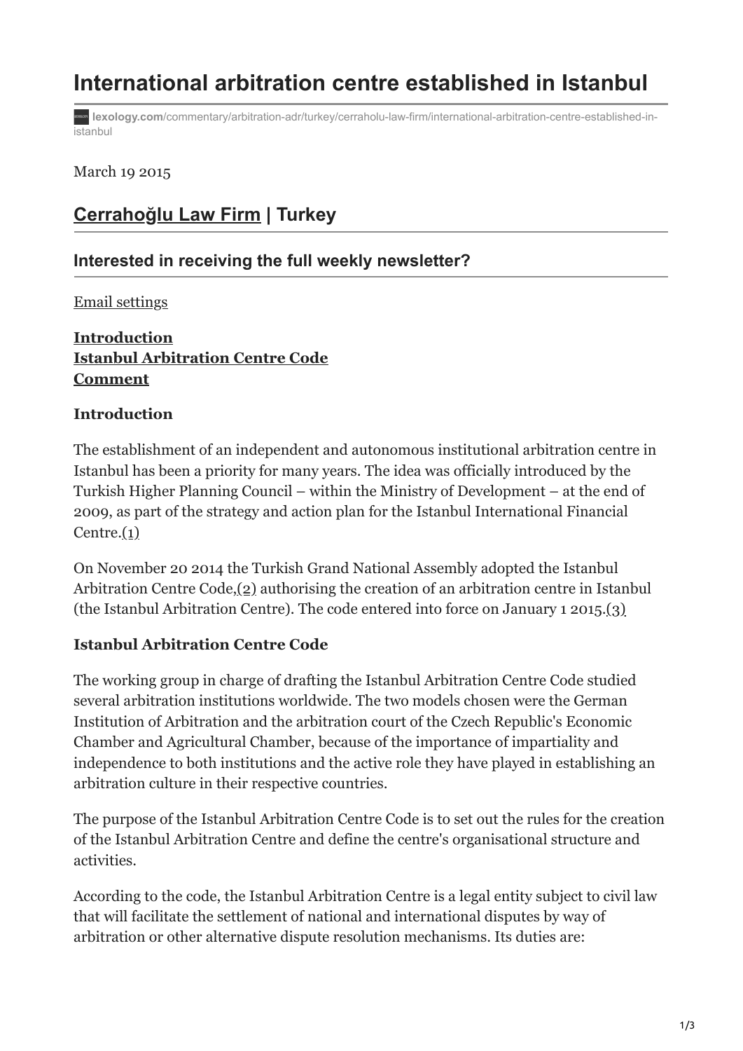# International arbitration centre established in Istanbul

lexology.com/commentary/arbitration-adr/turkey/cerraholu-law-firm/international-arbitration-centre-established-in-istanbul

March 19 2015

## Cerrahoğlu Law Firm | Turkey

### Interested in receiving the full weekly newsletter?

Email settings

**Introduction**
**Istanbul Arbitration Centre Code**
**Comment**

**Introduction**

The establishment of an independent and autonomous institutional arbitration centre in Istanbul has been a priority for many years. The idea was officially introduced by the Turkish Higher Planning Council – within the Ministry of Development – at the end of 2009, as part of the strategy and action plan for the Istanbul International Financial Centre.(1)

On November 20 2014 the Turkish Grand National Assembly adopted the Istanbul Arbitration Centre Code,(2) authorising the creation of an arbitration centre in Istanbul (the Istanbul Arbitration Centre). The code entered into force on January 1 2015.(3)

**Istanbul Arbitration Centre Code**

The working group in charge of drafting the Istanbul Arbitration Centre Code studied several arbitration institutions worldwide. The two models chosen were the German Institution of Arbitration and the arbitration court of the Czech Republic's Economic Chamber and Agricultural Chamber, because of the importance of impartiality and independence to both institutions and the active role they have played in establishing an arbitration culture in their respective countries.

The purpose of the Istanbul Arbitration Centre Code is to set out the rules for the creation of the Istanbul Arbitration Centre and define the centre's organisational structure and activities.

According to the code, the Istanbul Arbitration Centre is a legal entity subject to civil law that will facilitate the settlement of national and international disputes by way of arbitration or other alternative dispute resolution mechanisms. Its duties are: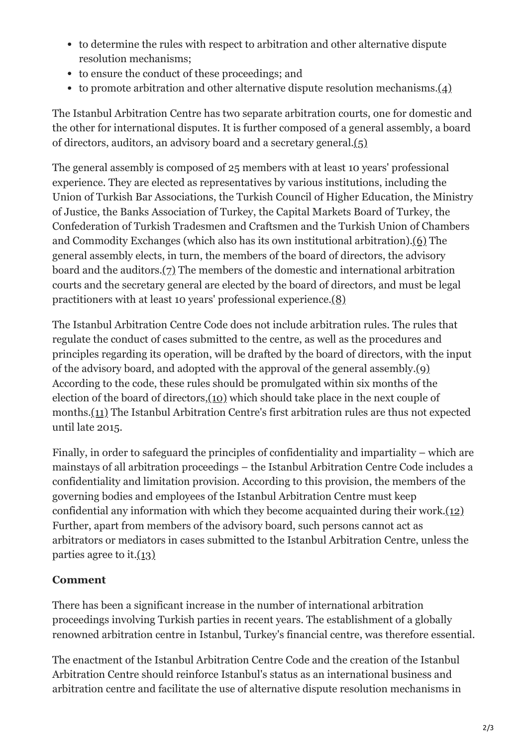- to determine the rules with respect to arbitration and other alternative dispute resolution mechanisms;
- to ensure the conduct of these proceedings; and
- to promote arbitration and other alternative dispute resolution mechanisms.(4)

The Istanbul Arbitration Centre has two separate arbitration courts, one for domestic and the other for international disputes. It is further composed of a general assembly, a board of directors, auditors, an advisory board and a secretary general.(5)

The general assembly is composed of 25 members with at least 10 years' professional experience. They are elected as representatives by various institutions, including the Union of Turkish Bar Associations, the Turkish Council of Higher Education, the Ministry of Justice, the Banks Association of Turkey, the Capital Markets Board of Turkey, the Confederation of Turkish Tradesmen and Craftsmen and the Turkish Union of Chambers and Commodity Exchanges (which also has its own institutional arbitration).(6) The general assembly elects, in turn, the members of the board of directors, the advisory board and the auditors.(7) The members of the domestic and international arbitration courts and the secretary general are elected by the board of directors, and must be legal practitioners with at least 10 years' professional experience.(8)

The Istanbul Arbitration Centre Code does not include arbitration rules. The rules that regulate the conduct of cases submitted to the centre, as well as the procedures and principles regarding its operation, will be drafted by the board of directors, with the input of the advisory board, and adopted with the approval of the general assembly.(9) According to the code, these rules should be promulgated within six months of the election of the board of directors,(10) which should take place in the next couple of months.(11) The Istanbul Arbitration Centre's first arbitration rules are thus not expected until late 2015.

Finally, in order to safeguard the principles of confidentiality and impartiality – which are mainstays of all arbitration proceedings – the Istanbul Arbitration Centre Code includes a confidentiality and limitation provision. According to this provision, the members of the governing bodies and employees of the Istanbul Arbitration Centre must keep confidential any information with which they become acquainted during their work.(12) Further, apart from members of the advisory board, such persons cannot act as arbitrators or mediators in cases submitted to the Istanbul Arbitration Centre, unless the parties agree to it.(13)

**Comment**

There has been a significant increase in the number of international arbitration proceedings involving Turkish parties in recent years. The establishment of a globally renowned arbitration centre in Istanbul, Turkey's financial centre, was therefore essential.

The enactment of the Istanbul Arbitration Centre Code and the creation of the Istanbul Arbitration Centre should reinforce Istanbul's status as an international business and arbitration centre and facilitate the use of alternative dispute resolution mechanisms in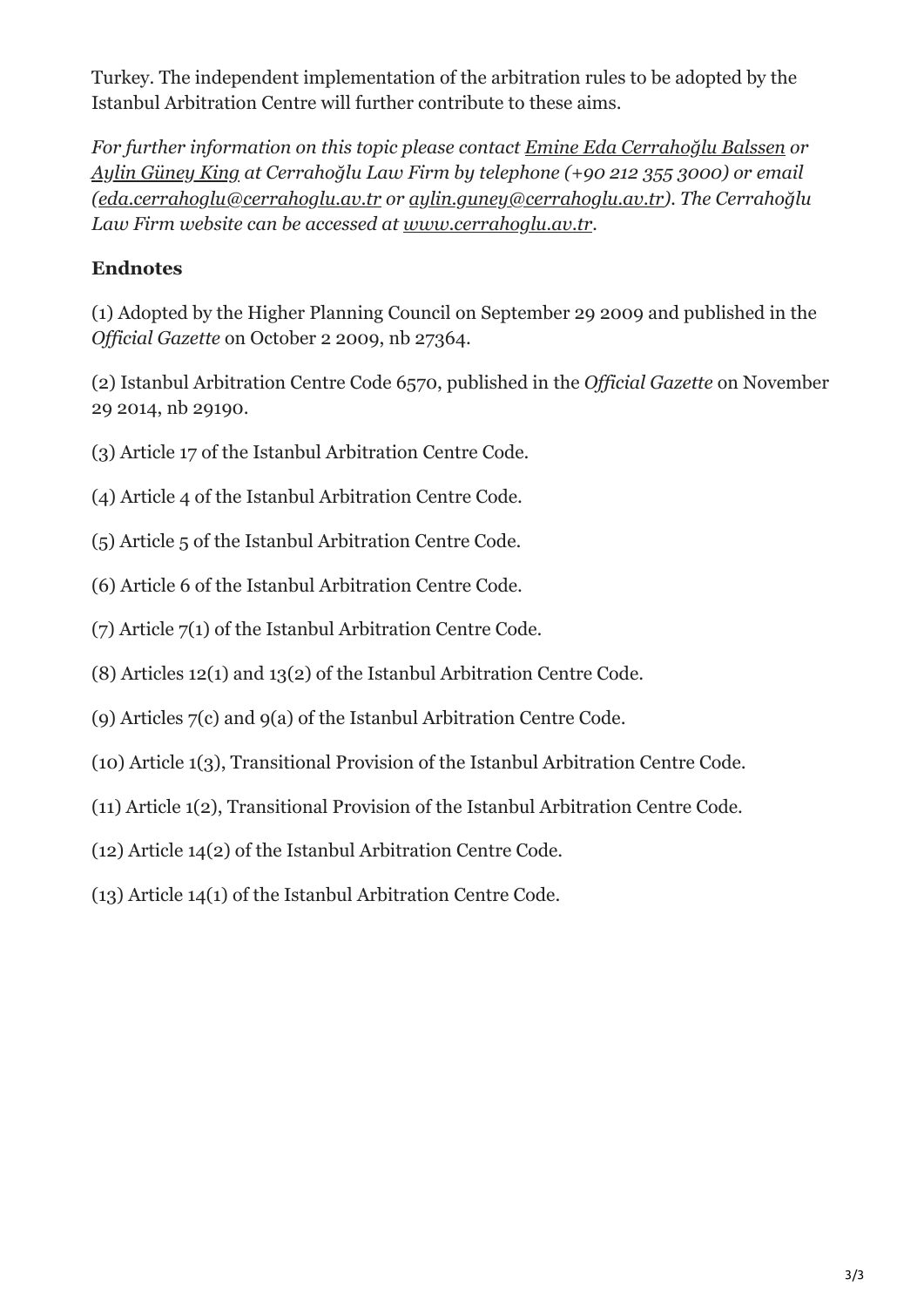Turkey. The independent implementation of the arbitration rules to be adopted by the Istanbul Arbitration Centre will further contribute to these aims.

*For further information on this topic please contact Emine Eda Cerrahoğlu Balssen or Aylin Güney King at Cerrahoğlu Law Firm by telephone (+90 212 355 3000) or email (eda.cerrahoglu@cerrahoglu.av.tr or aylin.guney@cerrahoglu.av.tr). The Cerrahoğlu Law Firm website can be accessed at www.cerrahoglu.av.tr.*

**Endnotes**

(1) Adopted by the Higher Planning Council on September 29 2009 and published in the *Official Gazette* on October 2 2009, nb 27364.

(2) Istanbul Arbitration Centre Code 6570, published in the *Official Gazette* on November 29 2014, nb 29190.

(3) Article 17 of the Istanbul Arbitration Centre Code.

(4) Article 4 of the Istanbul Arbitration Centre Code.

(5) Article 5 of the Istanbul Arbitration Centre Code.

(6) Article 6 of the Istanbul Arbitration Centre Code.

(7) Article 7(1) of the Istanbul Arbitration Centre Code.

(8) Articles 12(1) and 13(2) of the Istanbul Arbitration Centre Code.

(9) Articles 7(c) and 9(a) of the Istanbul Arbitration Centre Code.

(10) Article 1(3), Transitional Provision of the Istanbul Arbitration Centre Code.

(11) Article 1(2), Transitional Provision of the Istanbul Arbitration Centre Code.

(12) Article 14(2) of the Istanbul Arbitration Centre Code.

(13) Article 14(1) of the Istanbul Arbitration Centre Code.